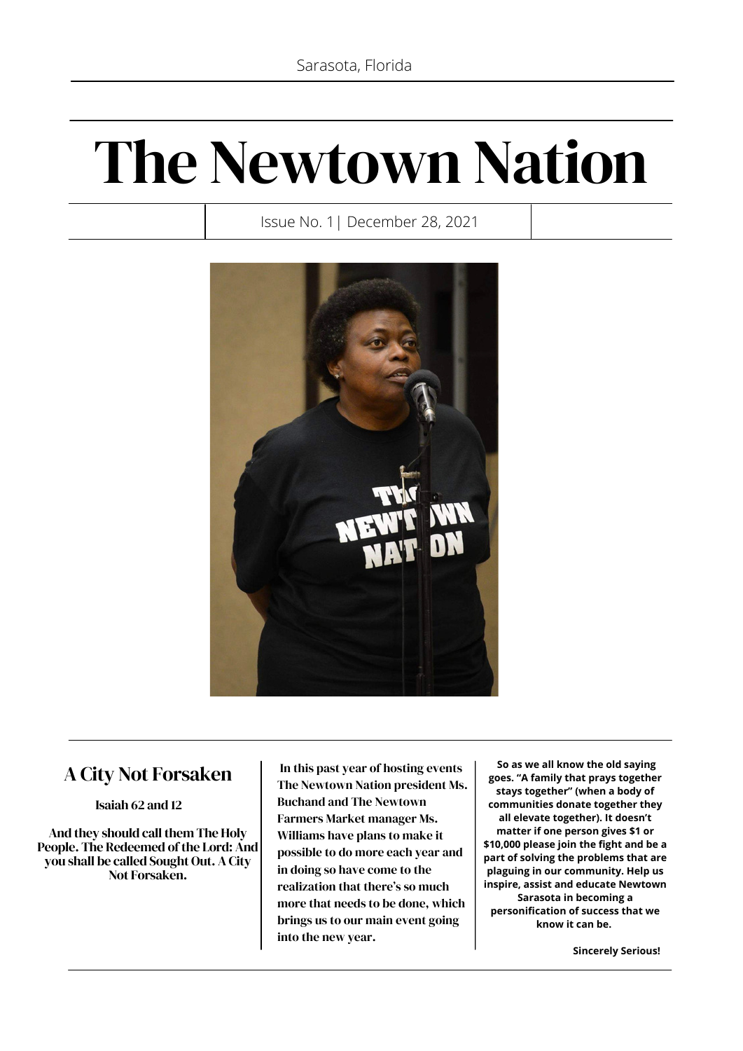Sarasota, Florida

# The Newtown Nation

Issue No. 1| December 28, 2021

## A City Not Forsaken

**Isaiah 62 and 12**

**And they should call them The Holy People. The Redeemed of the Lord: And you shall be called Sought Out. A City Not Forsaken.**

**In this past year of hosting events The Newtown Nation president Ms. Buchand and The Newtown Farmers Market manager Ms. Williams have plans to make it possible to do more each year and in doing so have come to the realization that there's so much more that needs to be done, which brings us to our main event going into the new year.**

**So as we all know the old saying goes. "A family that prays together stays together" (when a body of communities donate together they all elevate together). It doesn't matter if one person gives $1 or $10,000 please join the fight and be a part of solving the problems that are plaguing in our community. Help us inspire, assist and educate Newtown Sarasota in becoming a personification of success that we know it can be.**

**Sincerely Serious!**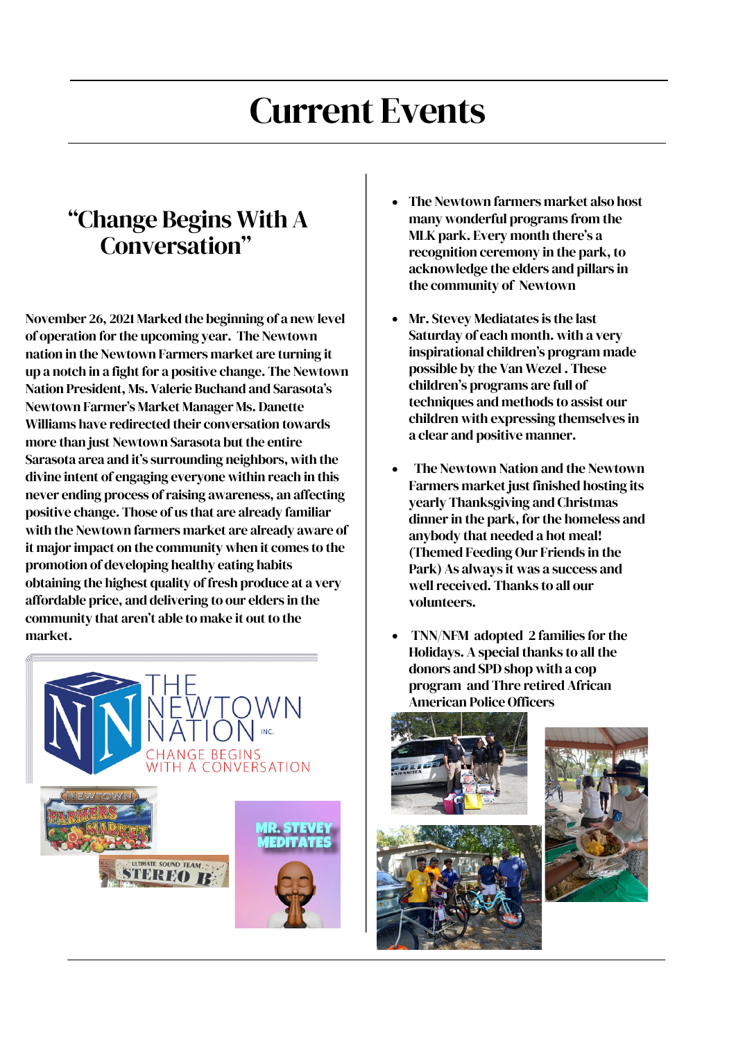# Current Events

## "Change Begins With A Conversation"

November 26, 2021 Marked the beginning of a new level of operation for the upcoming year. The Newtown nation in the Newtown Farmers market are turning it up a notch in a fight for a positive change. The Newtown Nation President, Ms. Valerie Buchand and Sarasota's Newtown Farmer's Market Manager Ms. Danette Williams have redirected their conversation towards more than just Newtown Sarasota but the entire Sarasota area and it's surrounding neighbors, with the divine intent of engaging everyone within reach in this never ending process of raising awareness, an affecting positive change. Those of us that are already familiar with the Newtown farmers market are already aware of it major impact on the community when it comes to the promotion of developing healthy eating habits obtaining the highest quality of fresh produce at a very affordable price, and delivering to our elders in the community that aren't able to make it out to the market.

- The Newtown farmers market also host many wonderful programs from the MLK park. Every month there's a recognition ceremony in the park, to acknowledge the elders and pillars in the community of Newtown
- Mr. Stevey Mediatates is the last Saturday of each month. with a very inspirational children's program made possible by the Van Wezel . These children's programs are full of techniques and methods to assist our children with expressing themselves in a clear and positive manner.
- The Newtown Nation and the Newtown Farmers market just finished hosting its yearly Thanksgiving and Christmas dinner in the park, for the homeless and anybody that needed a hot meal! (Themed Feeding Our Friends in the Park) As always it was a success and well received. Thanks to all our volunteers.
- TNN/NFM adopted 2 families for the Holidays. A special thanks to all the donors and SPD shop with a cop program and Thre retired African American Police Officers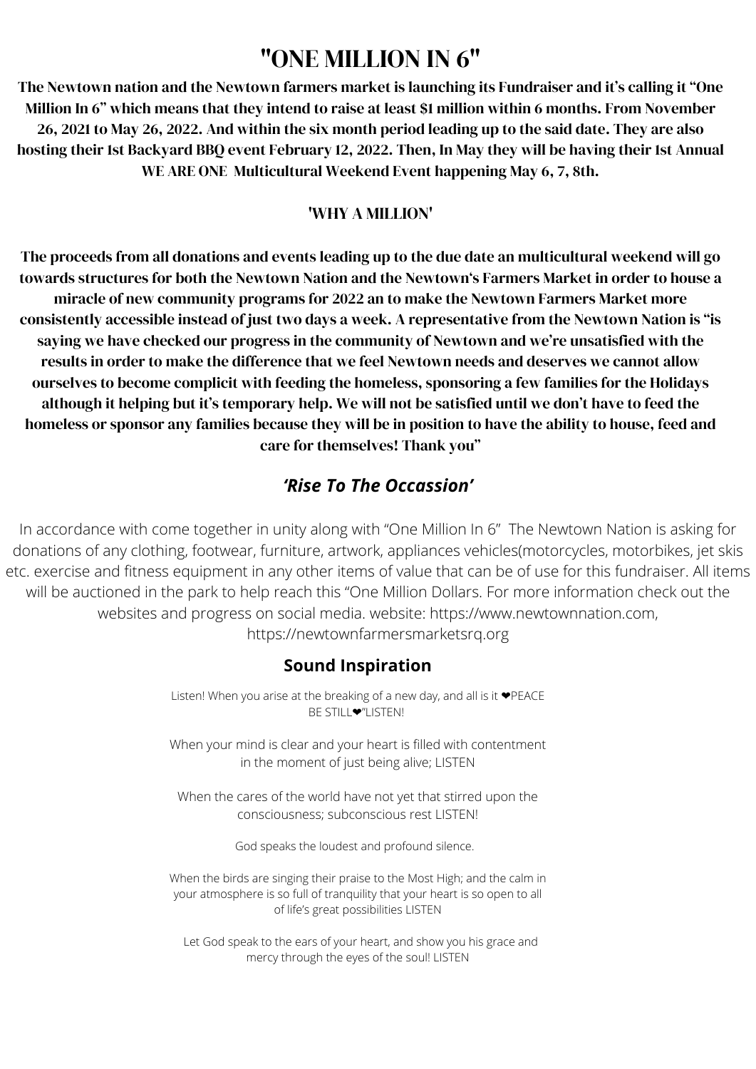# "ONE MILLION IN 6"

**The Newtown nation and the Newtown farmers market is launching its Fundraiser and it's calling it "One Million In 6" which means that they intend to raise at least $1 million within 6 months. From November 26, 2021 to May 26, 2022. And within the six month period leading up to the said date. They are also hosting their 1st Backyard BBQ event February 12, 2022. Then, In May they will be having their 1st Annual WE ARE ONE Multicultural Weekend Event happening May 6, 7, 8th.**

### 'WHY A MILLION'

**The proceeds from all donations and events leading up to the due date an multicultural weekend will go towards structures for both the Newtown Nation and the Newtown's Farmers Market in order to house a miracle of new community programs for 2022 an to make the Newtown Farmers Market more consistently accessible instead of just two days a week. A representative from the Newtown Nation is "is saying we have checked our progress in the community of Newtown and we're unsatisfied with the results in order to make the difference that we feel Newtown needs and deserves we cannot allow ourselves to become complicit with feeding the homeless, sponsoring a few families for the Holidays although it helping but it's temporary help. We will not be satisfied until we don't have to feed the homeless or sponsor any families because they will be in position to have the ability to house, feed and care for themselves! Thank you"**

## *'Rise To The Occassion'*

In accordance with come together in unity along with "One Million In 6" The Newtown Nation is asking for donations of any clothing, footwear, furniture, artwork, appliances vehicles(motorcycles, motorbikes, jet skis etc. exercise and fitness equipment in any other items of value that can be of use for this fundraiser. All items will be auctioned in the park to help reach this "One Million Dollars. For more information check out the websites and progress on social media. website: https://www.newtownnation.com, https://newtownfarmersmarketsrq.org

## Sound Inspiration

Listen! When you arise at the breaking of a new day, and all is it ❤PEACE BE STILL❤"LISTEN!

When your mind is clear and your heart is filled with contentment in the moment of just being alive; LISTEN

When the cares of the world have not yet that stirred upon the consciousness; subconscious rest LISTEN!

God speaks the loudest and profound silence.

When the birds are singing their praise to the Most High; and the calm in your atmosphere is so full of tranquility that your heart is so open to all of life's great possibilities LISTEN

Let God speak to the ears of your heart, and show you his grace and mercy through the eyes of the soul! LISTEN